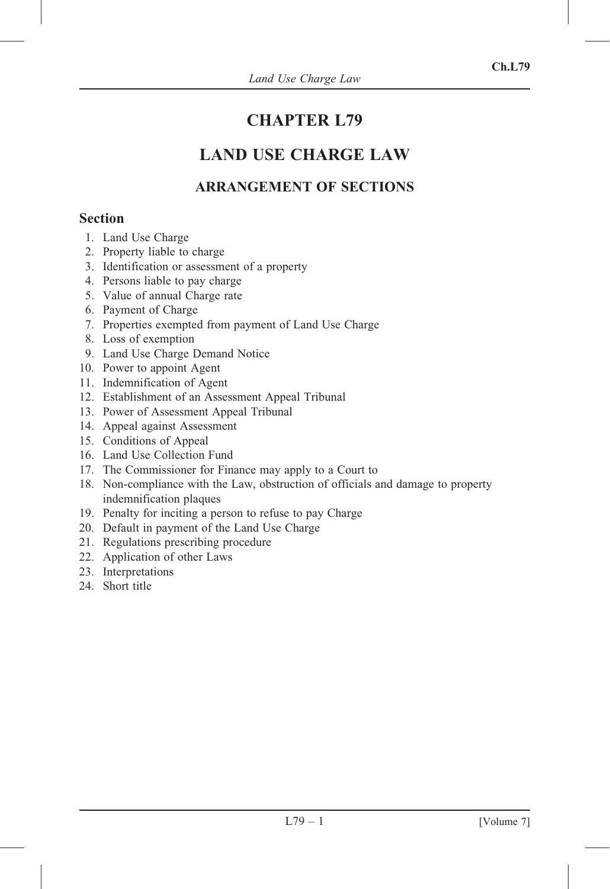# CHAPTER L79

# LAND USE CHARGE LAW

## ARRANGEMENT OF SECTIONS

### Section

1. Land Use Charge
2. Property liable to charge
3. Identification or assessment of a property
4. Persons liable to pay charge
5. Value of annual Charge rate
6. Payment of Charge
7. Properties exempted from payment of Land Use Charge
8. Loss of exemption
9. Land Use Charge Demand Notice
10. Power to appoint Agent
11. Indemnification of Agent
12. Establishment of an Assessment Appeal Tribunal
13. Power of Assessment Appeal Tribunal
14. Appeal against Assessment
15. Conditions of Appeal
16. Land Use Collection Fund
17. The Commissioner for Finance may apply to a Court to
18. Non-compliance with the Law, obstruction of officials and damage to property indemnification plaques
19. Penalty for inciting a person to refuse to pay Charge
20. Default in payment of the Land Use Charge
21. Regulations prescribing procedure
22. Application of other Laws
23. Interpretations
24. Short title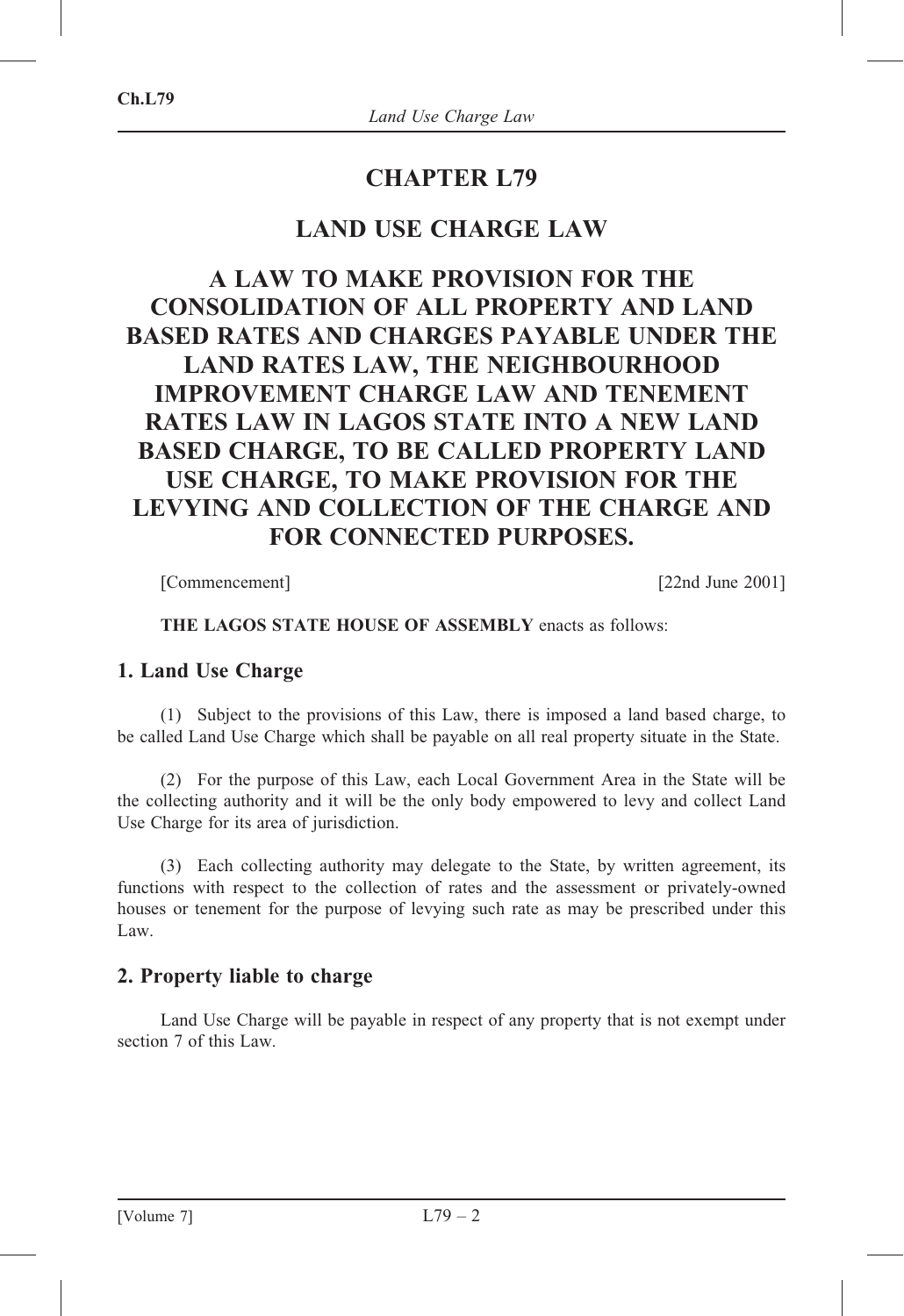# CHAPTER L79

# LAND USE CHARGE LAW

## A LAW TO MAKE PROVISION FOR THE CONSOLIDATION OF ALL PROPERTY AND LAND BASED RATES AND CHARGES PAYABLE UNDER THE LAND RATES LAW, THE NEIGHBOURHOOD IMPROVEMENT CHARGE LAW AND TENEMENT RATES LAW IN LAGOS STATE INTO A NEW LAND BASED CHARGE, TO BE CALLED PROPERTY LAND USE CHARGE, TO MAKE PROVISION FOR THE LEVYING AND COLLECTION OF THE CHARGE AND FOR CONNECTED PURPOSES.

[Commencement] [22nd June 2001]

**THE LAGOS STATE HOUSE OF ASSEMBLY** enacts as follows:

### 1. Land Use Charge

(1) Subject to the provisions of this Law, there is imposed a land based charge, to be called Land Use Charge which shall be payable on all real property situate in the State.

(2) For the purpose of this Law, each Local Government Area in the State will be the collecting authority and it will be the only body empowered to levy and collect Land Use Charge for its area of jurisdiction.

(3) Each collecting authority may delegate to the State, by written agreement, its functions with respect to the collection of rates and the assessment or privately-owned houses or tenement for the purpose of levying such rate as may be prescribed under this Law.

### 2. Property liable to charge

Land Use Charge will be payable in respect of any property that is not exempt under section 7 of this Law.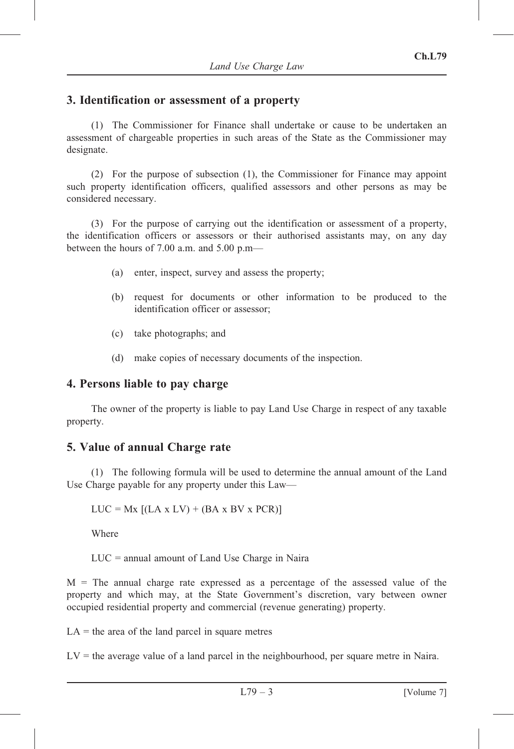## 3. Identification or assessment of a property

(1) The Commissioner for Finance shall undertake or cause to be undertaken an assessment of chargeable properties in such areas of the State as the Commissioner may designate.

(2) For the purpose of subsection (1), the Commissioner for Finance may appoint such property identification officers, qualified assessors and other persons as may be considered necessary.

(3) For the purpose of carrying out the identification or assessment of a property, the identification officers or assessors or their authorised assistants may, on any day between the hours of 7.00 a.m. and 5.00 p.m—

(a) enter, inspect, survey and assess the property;

(b) request for documents or other information to be produced to the identification officer or assessor;

(c) take photographs; and

(d) make copies of necessary documents of the inspection.

## 4. Persons liable to pay charge

The owner of the property is liable to pay Land Use Charge in respect of any taxable property.

## 5. Value of annual Charge rate

(1) The following formula will be used to determine the annual amount of the Land Use Charge payable for any property under this Law—

$$LUC = M \times [(LA \times LV) + (BA \times BV \times PCR)]$$

Where

LUC = annual amount of Land Use Charge in Naira

M = The annual charge rate expressed as a percentage of the assessed value of the property and which may, at the State Government's discretion, vary between owner occupied residential property and commercial (revenue generating) property.

LA = the area of the land parcel in square metres

LV = the average value of a land parcel in the neighbourhood, per square metre in Naira.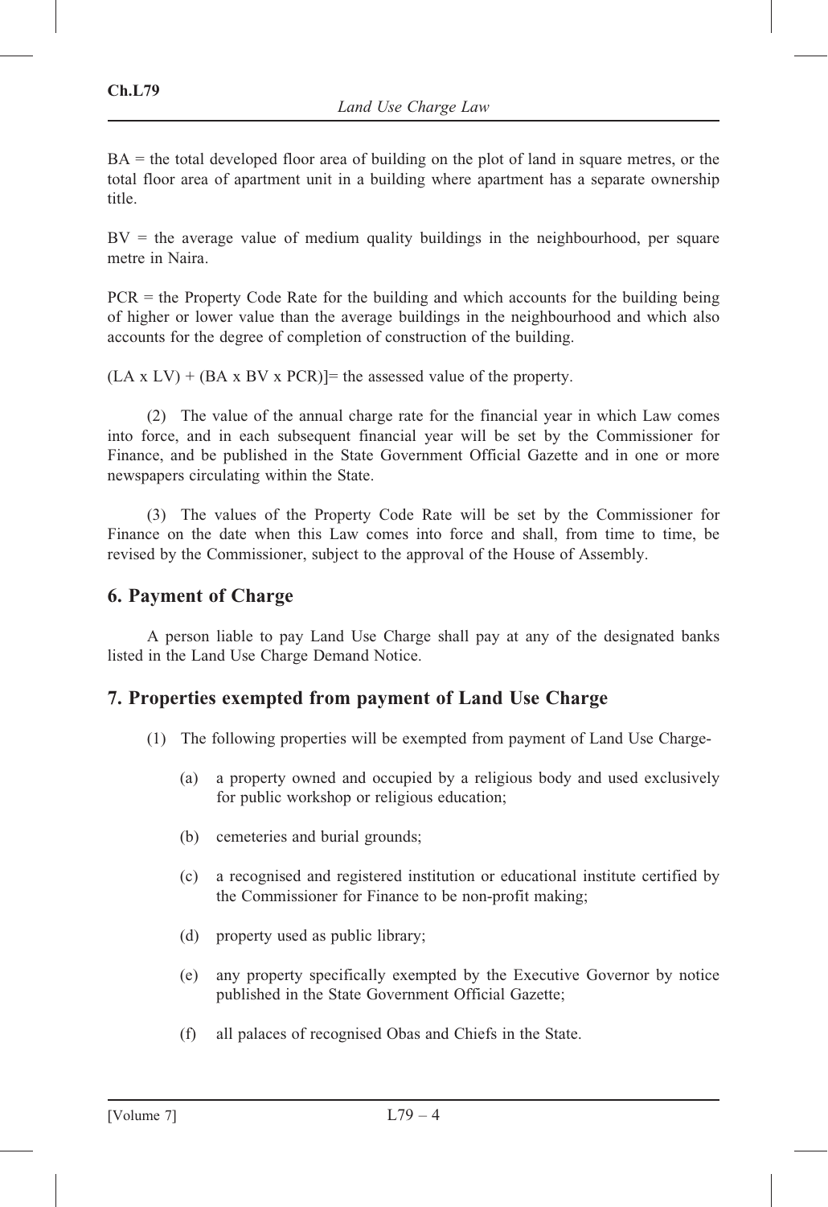BA = the total developed floor area of building on the plot of land in square metres, or the total floor area of apartment unit in a building where apartment has a separate ownership title.

BV = the average value of medium quality buildings in the neighbourhood, per square metre in Naira.

PCR = the Property Code Rate for the building and which accounts for the building being of higher or lower value than the average buildings in the neighbourhood and which also accounts for the degree of completion of construction of the building.

(LA x LV) + (BA x BV x PCR)]= the assessed value of the property.

(2) The value of the annual charge rate for the financial year in which Law comes into force, and in each subsequent financial year will be set by the Commissioner for Finance, and be published in the State Government Official Gazette and in one or more newspapers circulating within the State.

(3) The values of the Property Code Rate will be set by the Commissioner for Finance on the date when this Law comes into force and shall, from time to time, be revised by the Commissioner, subject to the approval of the House of Assembly.

## 6. Payment of Charge

A person liable to pay Land Use Charge shall pay at any of the designated banks listed in the Land Use Charge Demand Notice.

## 7. Properties exempted from payment of Land Use Charge

(1) The following properties will be exempted from payment of Land Use Charge-

(a) a property owned and occupied by a religious body and used exclusively for public workshop or religious education;

(b) cemeteries and burial grounds;

(c) a recognised and registered institution or educational institute certified by the Commissioner for Finance to be non-profit making;

(d) property used as public library;

(e) any property specifically exempted by the Executive Governor by notice published in the State Government Official Gazette;

(f) all palaces of recognised Obas and Chiefs in the State.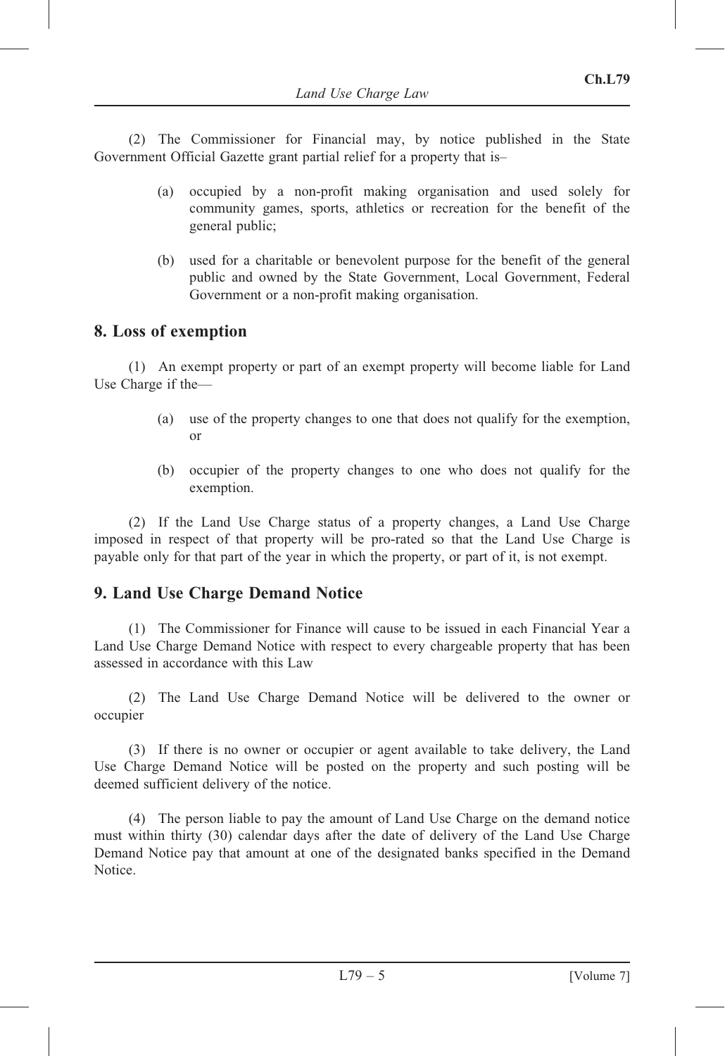(2) The Commissioner for Financial may, by notice published in the State Government Official Gazette grant partial relief for a property that is–

(a) occupied by a non-profit making organisation and used solely for community games, sports, athletics or recreation for the benefit of the general public;

(b) used for a charitable or benevolent purpose for the benefit of the general public and owned by the State Government, Local Government, Federal Government or a non-profit making organisation.

## 8. Loss of exemption

(1) An exempt property or part of an exempt property will become liable for Land Use Charge if the—

(a) use of the property changes to one that does not qualify for the exemption, or

(b) occupier of the property changes to one who does not qualify for the exemption.

(2) If the Land Use Charge status of a property changes, a Land Use Charge imposed in respect of that property will be pro-rated so that the Land Use Charge is payable only for that part of the year in which the property, or part of it, is not exempt.

## 9. Land Use Charge Demand Notice

(1) The Commissioner for Finance will cause to be issued in each Financial Year a Land Use Charge Demand Notice with respect to every chargeable property that has been assessed in accordance with this Law

(2) The Land Use Charge Demand Notice will be delivered to the owner or occupier

(3) If there is no owner or occupier or agent available to take delivery, the Land Use Charge Demand Notice will be posted on the property and such posting will be deemed sufficient delivery of the notice.

(4) The person liable to pay the amount of Land Use Charge on the demand notice must within thirty (30) calendar days after the date of delivery of the Land Use Charge Demand Notice pay that amount at one of the designated banks specified in the Demand Notice.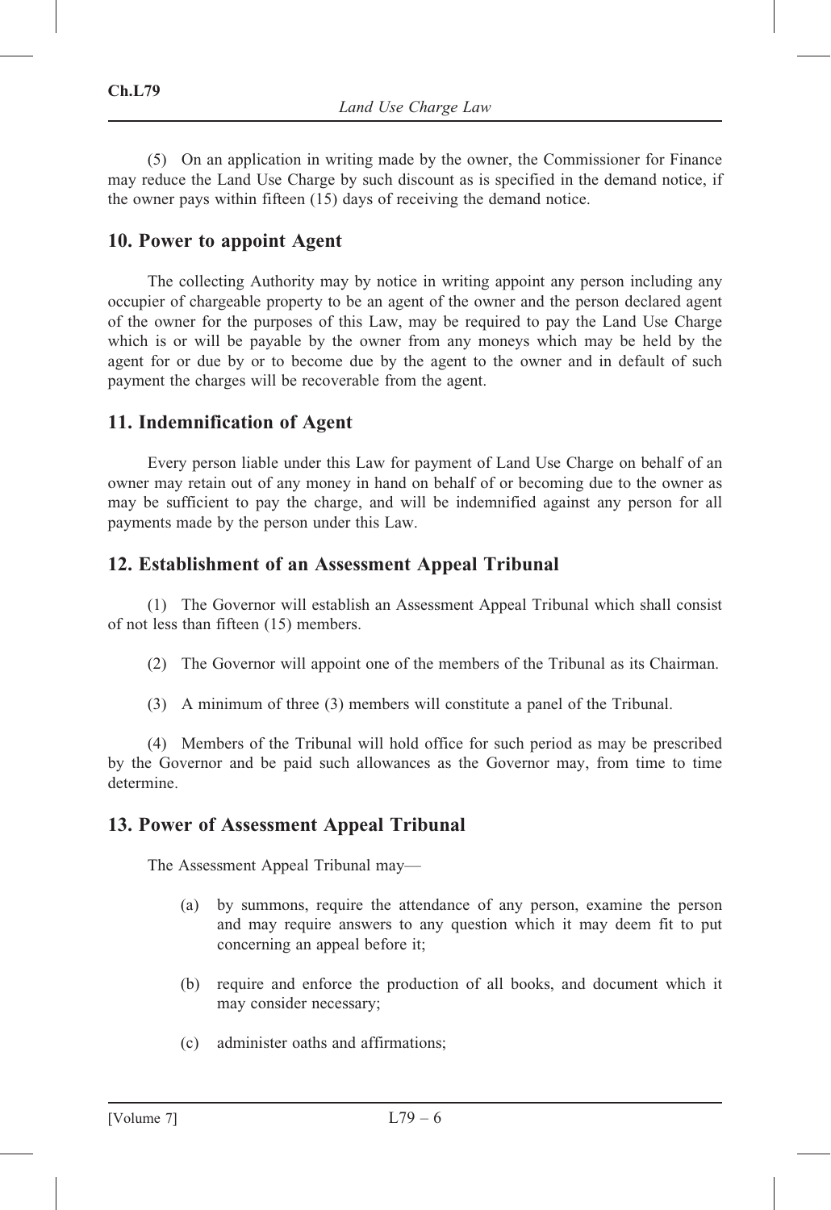(5) On an application in writing made by the owner, the Commissioner for Finance may reduce the Land Use Charge by such discount as is specified in the demand notice, if the owner pays within fifteen (15) days of receiving the demand notice.

## 10. Power to appoint Agent

The collecting Authority may by notice in writing appoint any person including any occupier of chargeable property to be an agent of the owner and the person declared agent of the owner for the purposes of this Law, may be required to pay the Land Use Charge which is or will be payable by the owner from any moneys which may be held by the agent for or due by or to become due by the agent to the owner and in default of such payment the charges will be recoverable from the agent.

## 11. Indemnification of Agent

Every person liable under this Law for payment of Land Use Charge on behalf of an owner may retain out of any money in hand on behalf of or becoming due to the owner as may be sufficient to pay the charge, and will be indemnified against any person for all payments made by the person under this Law.

## 12. Establishment of an Assessment Appeal Tribunal

(1) The Governor will establish an Assessment Appeal Tribunal which shall consist of not less than fifteen (15) members.

(2) The Governor will appoint one of the members of the Tribunal as its Chairman.

(3) A minimum of three (3) members will constitute a panel of the Tribunal.

(4) Members of the Tribunal will hold office for such period as may be prescribed by the Governor and be paid such allowances as the Governor may, from time to time determine.

## 13. Power of Assessment Appeal Tribunal

The Assessment Appeal Tribunal may—

(a) by summons, require the attendance of any person, examine the person and may require answers to any question which it may deem fit to put concerning an appeal before it;

(b) require and enforce the production of all books, and document which it may consider necessary;

(c) administer oaths and affirmations;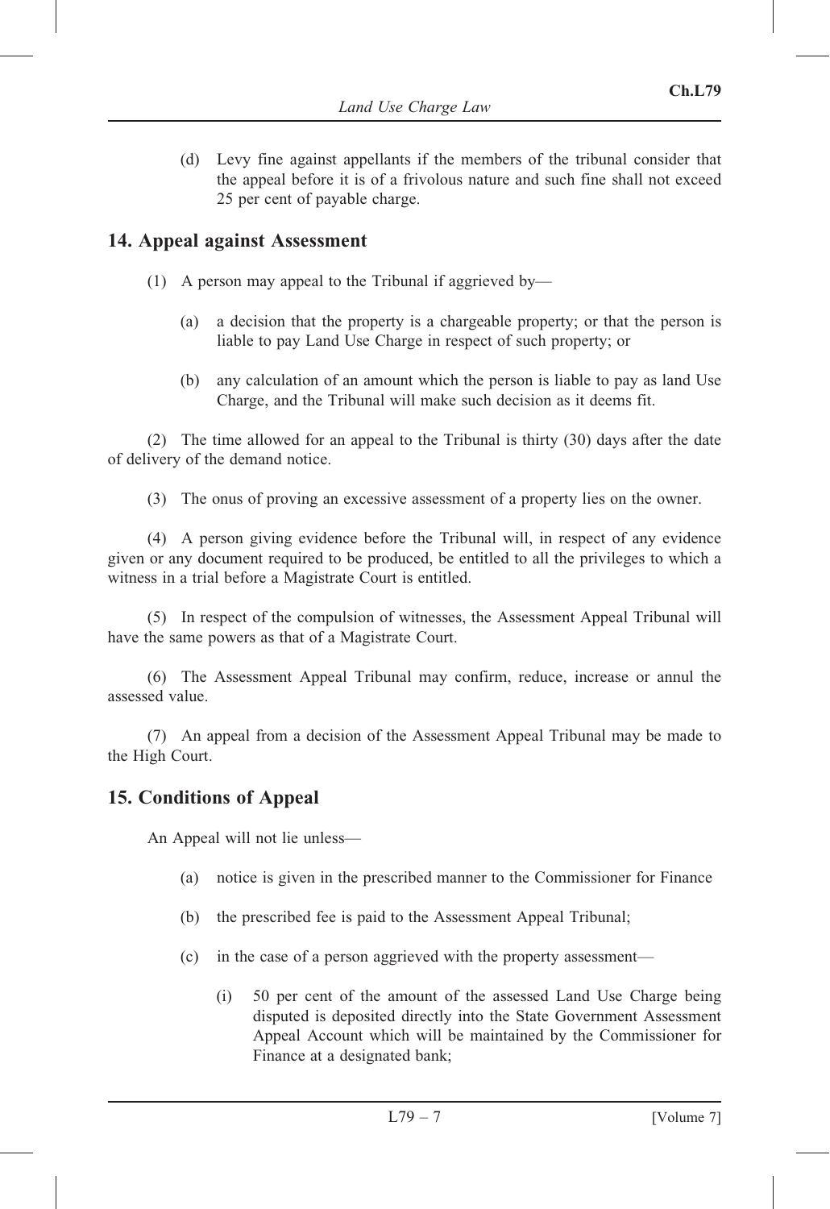(d) Levy fine against appellants if the members of the tribunal consider that the appeal before it is of a frivolous nature and such fine shall not exceed 25 per cent of payable charge.

## 14. Appeal against Assessment

(1) A person may appeal to the Tribunal if aggrieved by—

(a) a decision that the property is a chargeable property; or that the person is liable to pay Land Use Charge in respect of such property; or

(b) any calculation of an amount which the person is liable to pay as land Use Charge, and the Tribunal will make such decision as it deems fit.

(2) The time allowed for an appeal to the Tribunal is thirty (30) days after the date of delivery of the demand notice.

(3) The onus of proving an excessive assessment of a property lies on the owner.

(4) A person giving evidence before the Tribunal will, in respect of any evidence given or any document required to be produced, be entitled to all the privileges to which a witness in a trial before a Magistrate Court is entitled.

(5) In respect of the compulsion of witnesses, the Assessment Appeal Tribunal will have the same powers as that of a Magistrate Court.

(6) The Assessment Appeal Tribunal may confirm, reduce, increase or annul the assessed value.

(7) An appeal from a decision of the Assessment Appeal Tribunal may be made to the High Court.

## 15. Conditions of Appeal

An Appeal will not lie unless—

(a) notice is given in the prescribed manner to the Commissioner for Finance

(b) the prescribed fee is paid to the Assessment Appeal Tribunal;

(c) in the case of a person aggrieved with the property assessment—

(i) 50 per cent of the amount of the assessed Land Use Charge being disputed is deposited directly into the State Government Assessment Appeal Account which will be maintained by the Commissioner for Finance at a designated bank;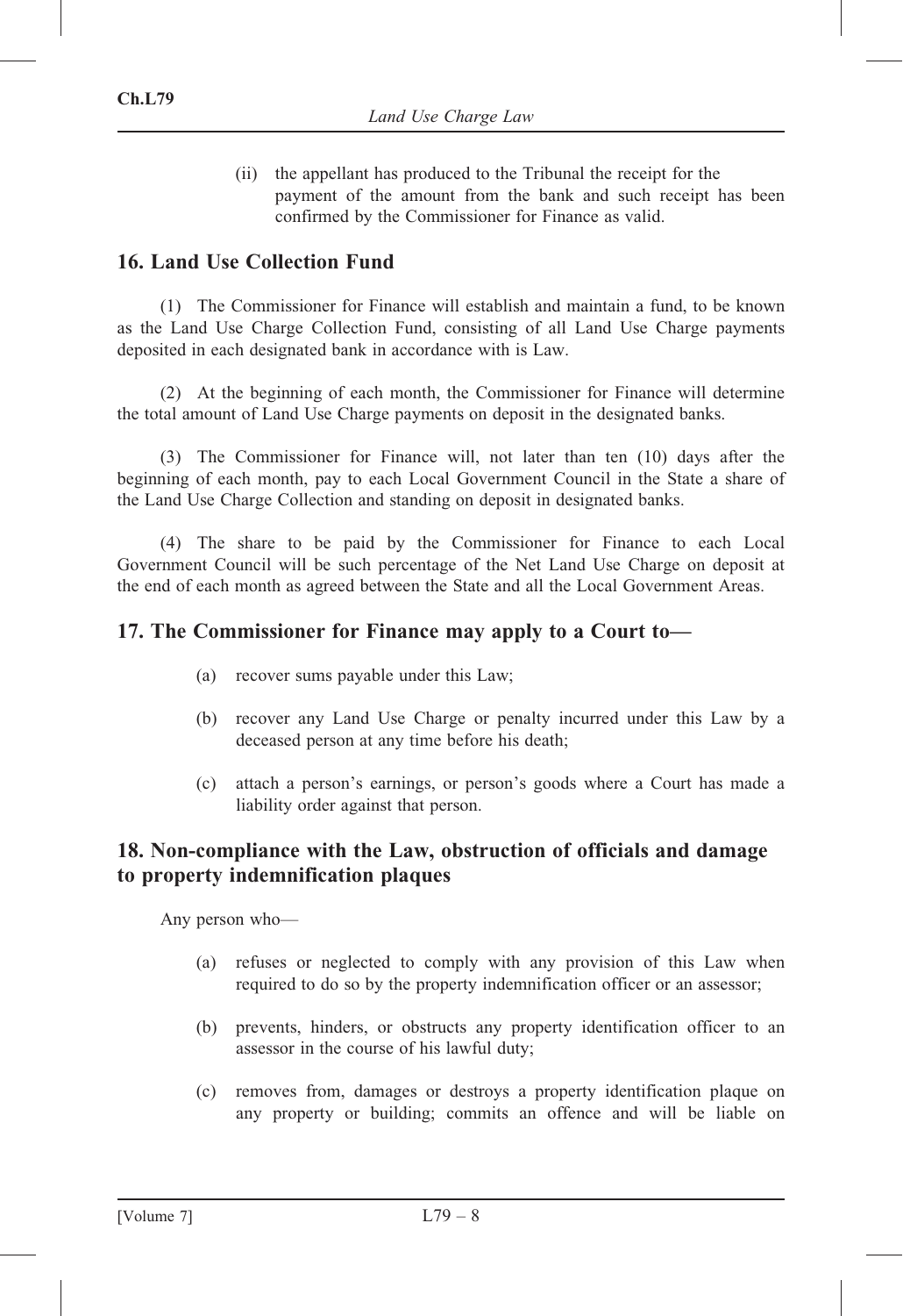(ii) the appellant has produced to the Tribunal the receipt for the payment of the amount from the bank and such receipt has been confirmed by the Commissioner for Finance as valid.

## 16. Land Use Collection Fund

(1) The Commissioner for Finance will establish and maintain a fund, to be known as the Land Use Charge Collection Fund, consisting of all Land Use Charge payments deposited in each designated bank in accordance with is Law.

(2) At the beginning of each month, the Commissioner for Finance will determine the total amount of Land Use Charge payments on deposit in the designated banks.

(3) The Commissioner for Finance will, not later than ten (10) days after the beginning of each month, pay to each Local Government Council in the State a share of the Land Use Charge Collection and standing on deposit in designated banks.

(4) The share to be paid by the Commissioner for Finance to each Local Government Council will be such percentage of the Net Land Use Charge on deposit at the end of each month as agreed between the State and all the Local Government Areas.

## 17. The Commissioner for Finance may apply to a Court to—

(a) recover sums payable under this Law;

(b) recover any Land Use Charge or penalty incurred under this Law by a deceased person at any time before his death;

(c) attach a person's earnings, or person's goods where a Court has made a liability order against that person.

## 18. Non-compliance with the Law, obstruction of officials and damage to property indemnification plaques

Any person who—

(a) refuses or neglected to comply with any provision of this Law when required to do so by the property indemnification officer or an assessor;

(b) prevents, hinders, or obstructs any property identification officer to an assessor in the course of his lawful duty;

(c) removes from, damages or destroys a property identification plaque on any property or building; commits an offence and will be liable on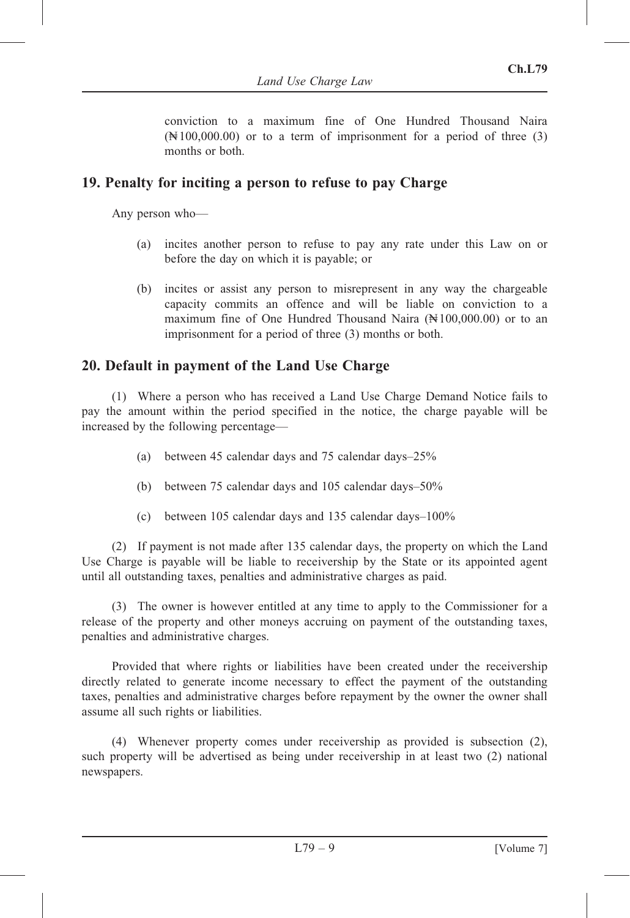conviction to a maximum fine of One Hundred Thousand Naira (₦100,000.00) or to a term of imprisonment for a period of three (3) months or both.

## 19. Penalty for inciting a person to refuse to pay Charge

Any person who—

(a) incites another person to refuse to pay any rate under this Law on or before the day on which it is payable; or

(b) incites or assist any person to misrepresent in any way the chargeable capacity commits an offence and will be liable on conviction to a maximum fine of One Hundred Thousand Naira (₦100,000.00) or to an imprisonment for a period of three (3) months or both.

## 20. Default in payment of the Land Use Charge

(1) Where a person who has received a Land Use Charge Demand Notice fails to pay the amount within the period specified in the notice, the charge payable will be increased by the following percentage—

(a) between 45 calendar days and 75 calendar days–25%

(b) between 75 calendar days and 105 calendar days–50%

(c) between 105 calendar days and 135 calendar days–100%

(2) If payment is not made after 135 calendar days, the property on which the Land Use Charge is payable will be liable to receivership by the State or its appointed agent until all outstanding taxes, penalties and administrative charges as paid.

(3) The owner is however entitled at any time to apply to the Commissioner for a release of the property and other moneys accruing on payment of the outstanding taxes, penalties and administrative charges.

Provided that where rights or liabilities have been created under the receivership directly related to generate income necessary to effect the payment of the outstanding taxes, penalties and administrative charges before repayment by the owner the owner shall assume all such rights or liabilities.

(4) Whenever property comes under receivership as provided is subsection (2), such property will be advertised as being under receivership in at least two (2) national newspapers.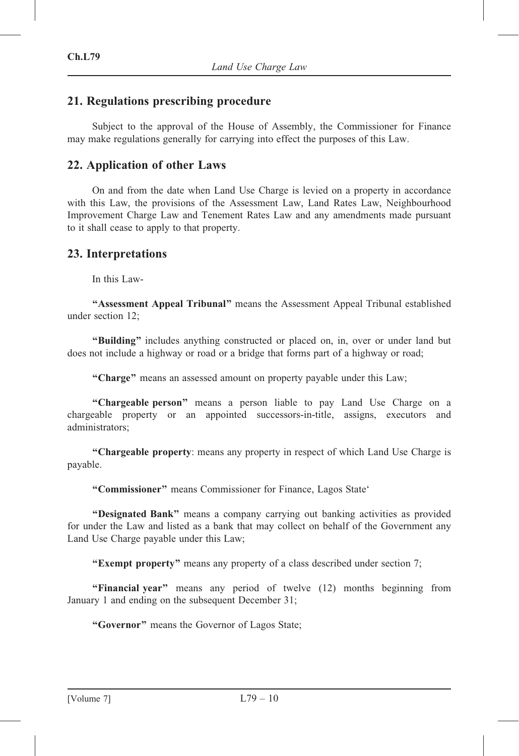## 21. Regulations prescribing procedure

Subject to the approval of the House of Assembly, the Commissioner for Finance may make regulations generally for carrying into effect the purposes of this Law.

## 22. Application of other Laws

On and from the date when Land Use Charge is levied on a property in accordance with this Law, the provisions of the Assessment Law, Land Rates Law, Neighbourhood Improvement Charge Law and Tenement Rates Law and any amendments made pursuant to it shall cease to apply to that property.

## 23. Interpretations

In this Law-

**"Assessment Appeal Tribunal"** means the Assessment Appeal Tribunal established under section 12;

**"Building"** includes anything constructed or placed on, in, over or under land but does not include a highway or road or a bridge that forms part of a highway or road;

**"Charge"** means an assessed amount on property payable under this Law;

**"Chargeable person"** means a person liable to pay Land Use Charge on a chargeable property or an appointed successors-in-title, assigns, executors and administrators;

**"Chargeable property**: means any property in respect of which Land Use Charge is payable.

**"Commissioner"** means Commissioner for Finance, Lagos State'

**"Designated Bank"** means a company carrying out banking activities as provided for under the Law and listed as a bank that may collect on behalf of the Government any Land Use Charge payable under this Law;

**"Exempt property"** means any property of a class described under section 7;

**"Financial year"** means any period of twelve (12) months beginning from January 1 and ending on the subsequent December 31;

**"Governor"** means the Governor of Lagos State;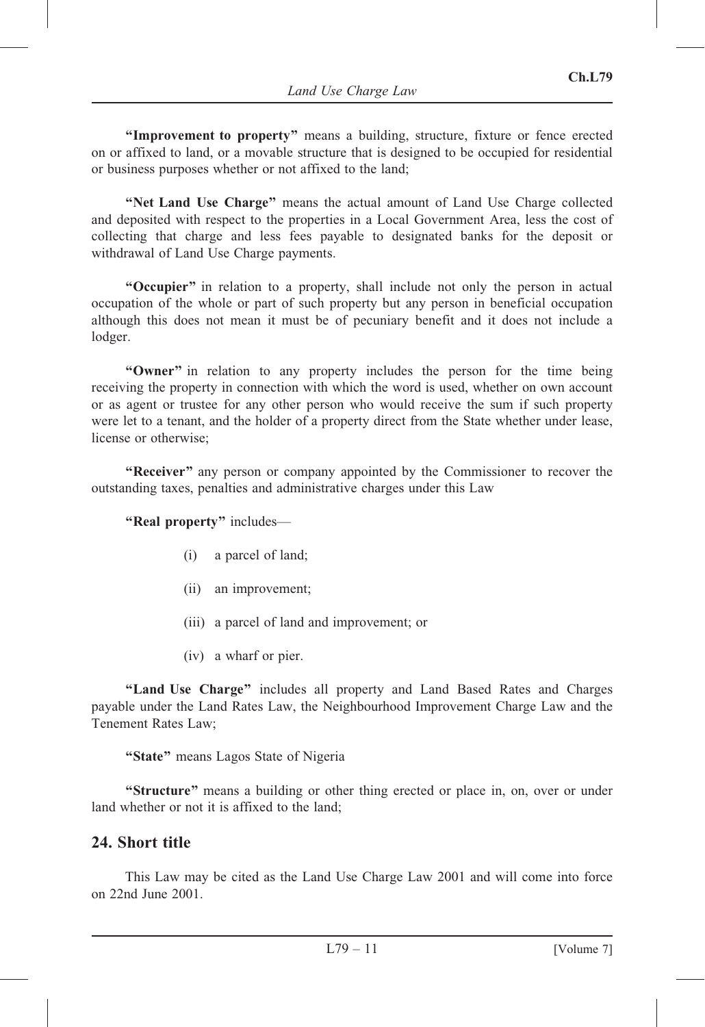**"Improvement to property"** means a building, structure, fixture or fence erected on or affixed to land, or a movable structure that is designed to be occupied for residential or business purposes whether or not affixed to the land;

**"Net Land Use Charge"** means the actual amount of Land Use Charge collected and deposited with respect to the properties in a Local Government Area, less the cost of collecting that charge and less fees payable to designated banks for the deposit or withdrawal of Land Use Charge payments.

**"Occupier"** in relation to a property, shall include not only the person in actual occupation of the whole or part of such property but any person in beneficial occupation although this does not mean it must be of pecuniary benefit and it does not include a lodger.

**"Owner"** in relation to any property includes the person for the time being receiving the property in connection with which the word is used, whether on own account or as agent or trustee for any other person who would receive the sum if such property were let to a tenant, and the holder of a property direct from the State whether under lease, license or otherwise;

**"Receiver"** any person or company appointed by the Commissioner to recover the outstanding taxes, penalties and administrative charges under this Law

**"Real property"** includes—

(i) a parcel of land;

(ii) an improvement;

(iii) a parcel of land and improvement; or

(iv) a wharf or pier.

**"Land Use Charge"** includes all property and Land Based Rates and Charges payable under the Land Rates Law, the Neighbourhood Improvement Charge Law and the Tenement Rates Law;

**"State"** means Lagos State of Nigeria

**"Structure"** means a building or other thing erected or place in, on, over or under land whether or not it is affixed to the land;

## 24. Short title

This Law may be cited as the Land Use Charge Law 2001 and will come into force on 22nd June 2001.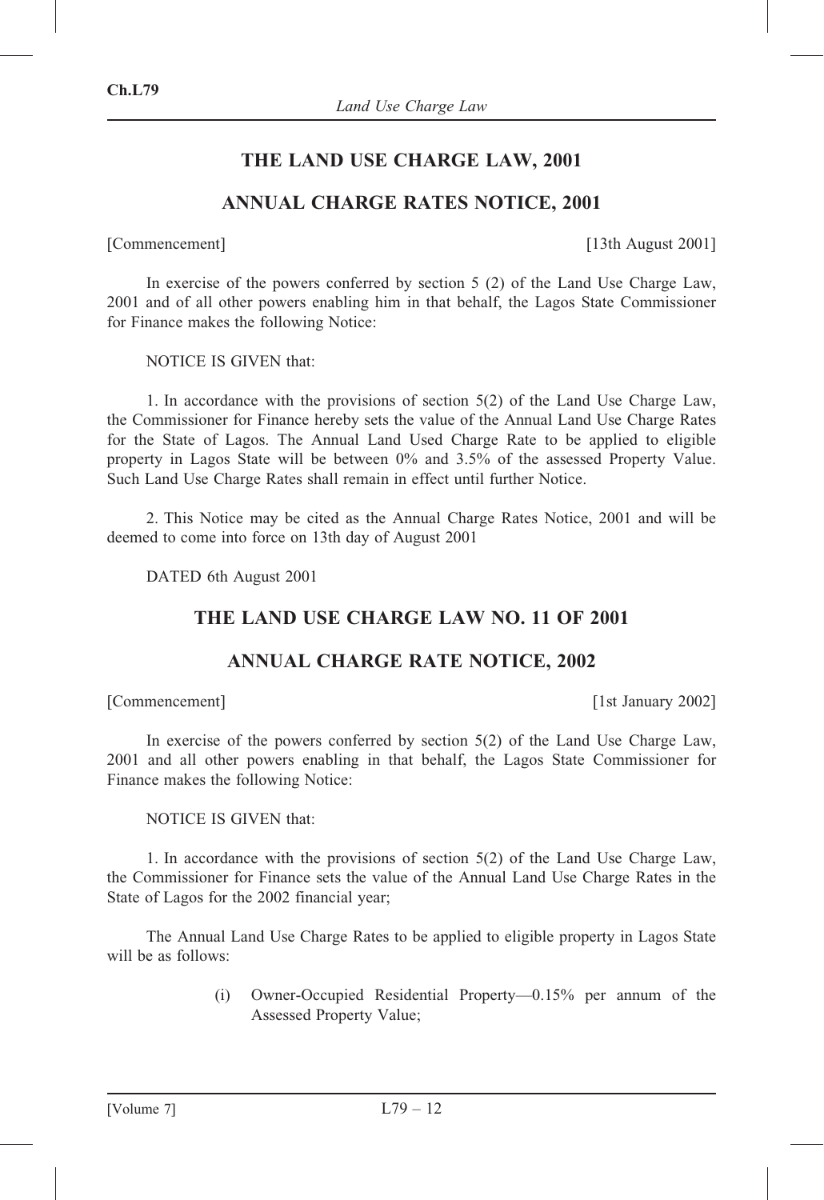## THE LAND USE CHARGE LAW, 2001

## ANNUAL CHARGE RATES NOTICE, 2001

[Commencement] [13th August 2001]

In exercise of the powers conferred by section 5 (2) of the Land Use Charge Law, 2001 and of all other powers enabling him in that behalf, the Lagos State Commissioner for Finance makes the following Notice:

NOTICE IS GIVEN that:

1. In accordance with the provisions of section 5(2) of the Land Use Charge Law, the Commissioner for Finance hereby sets the value of the Annual Land Use Charge Rates for the State of Lagos. The Annual Land Used Charge Rate to be applied to eligible property in Lagos State will be between 0% and 3.5% of the assessed Property Value. Such Land Use Charge Rates shall remain in effect until further Notice.

2. This Notice may be cited as the Annual Charge Rates Notice, 2001 and will be deemed to come into force on 13th day of August 2001

DATED 6th August 2001

## THE LAND USE CHARGE LAW NO. 11 OF 2001

## ANNUAL CHARGE RATE NOTICE, 2002

[Commencement] [1st January 2002]

In exercise of the powers conferred by section 5(2) of the Land Use Charge Law, 2001 and all other powers enabling in that behalf, the Lagos State Commissioner for Finance makes the following Notice:

NOTICE IS GIVEN that:

1. In accordance with the provisions of section 5(2) of the Land Use Charge Law, the Commissioner for Finance sets the value of the Annual Land Use Charge Rates in the State of Lagos for the 2002 financial year;

The Annual Land Use Charge Rates to be applied to eligible property in Lagos State will be as follows:

(i) Owner-Occupied Residential Property—0.15% per annum of the Assessed Property Value;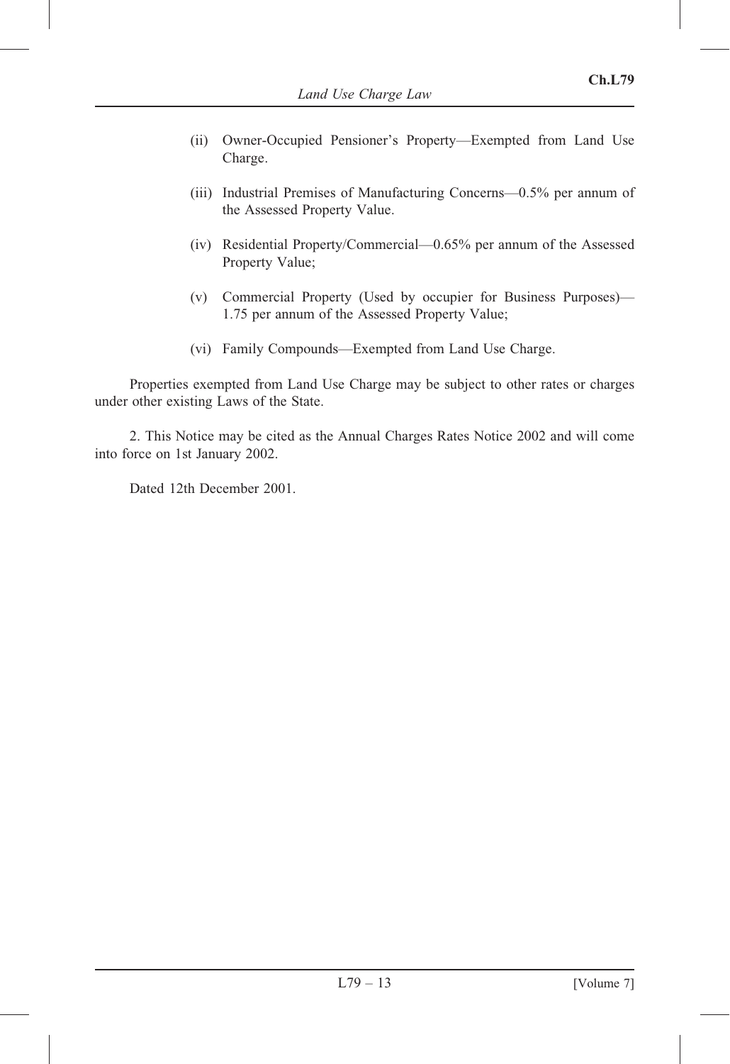(ii) Owner-Occupied Pensioner's Property—Exempted from Land Use Charge.

(iii) Industrial Premises of Manufacturing Concerns—0.5% per annum of the Assessed Property Value.

(iv) Residential Property/Commercial—0.65% per annum of the Assessed Property Value;

(v) Commercial Property (Used by occupier for Business Purposes)—1.75 per annum of the Assessed Property Value;

(vi) Family Compounds—Exempted from Land Use Charge.

Properties exempted from Land Use Charge may be subject to other rates or charges under other existing Laws of the State.

2. This Notice may be cited as the Annual Charges Rates Notice 2002 and will come into force on 1st January 2002.

Dated 12th December 2001.